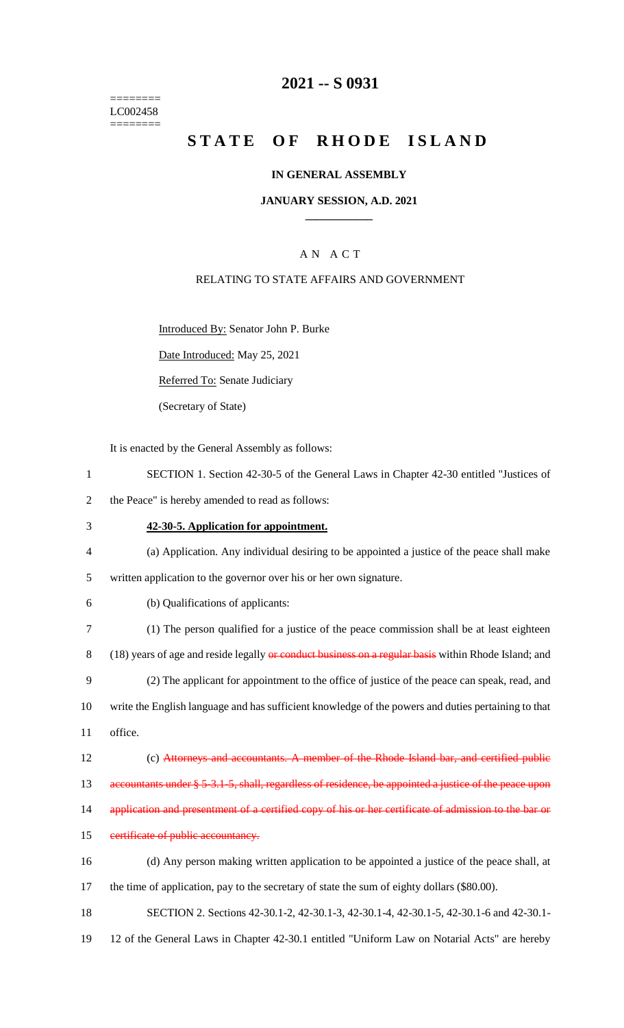========
LC002458
========

# 2021 -- S 0931

# STATE OF RHODE ISLAND

## IN GENERAL ASSEMBLY

### JANUARY SESSION, A.D. 2021

____________

### A N A C T

RELATING TO STATE AFFAIRS AND GOVERNMENT

Introduced By: Senator John P. Burke

Date Introduced: May 25, 2021

Referred To: Senate Judiciary

(Secretary of State)

It is enacted by the General Assembly as follows:

1 SECTION 1. Section 42-30-5 of the General Laws in Chapter 42-30 entitled "Justices of
2 the Peace" is hereby amended to read as follows:

3 **42-30-5. Application for appointment.**

4 (a) Application. Any individual desiring to be appointed a justice of the peace shall make
5 written application to the governor over his or her own signature.

6 (b) Qualifications of applicants:

7 (1) The person qualified for a justice of the peace commission shall be at least eighteen
8 (18) years of age and reside legally ~~or conduct business on a regular basis~~ within Rhode Island; and

9 (2) The applicant for appointment to the office of justice of the peace can speak, read, and
10 write the English language and has sufficient knowledge of the powers and duties pertaining to that
11 office.

12 (c) ~~Attorneys and accountants. A member of the Rhode Island bar, and certified public~~
13 ~~accountants under § 5-3.1-5, shall, regardless of residence, be appointed a justice of the peace upon~~
14 ~~application and presentment of a certified copy of his or her certificate of admission to the bar or~~
15 ~~certificate of public accountancy.~~

16 (d) Any person making written application to be appointed a justice of the peace shall, at
17 the time of application, pay to the secretary of state the sum of eighty dollars ($80.00).

18 SECTION 2. Sections 42-30.1-2, 42-30.1-3, 42-30.1-4, 42-30.1-5, 42-30.1-6 and 42-30.1-
19 12 of the General Laws in Chapter 42-30.1 entitled "Uniform Law on Notarial Acts" are hereby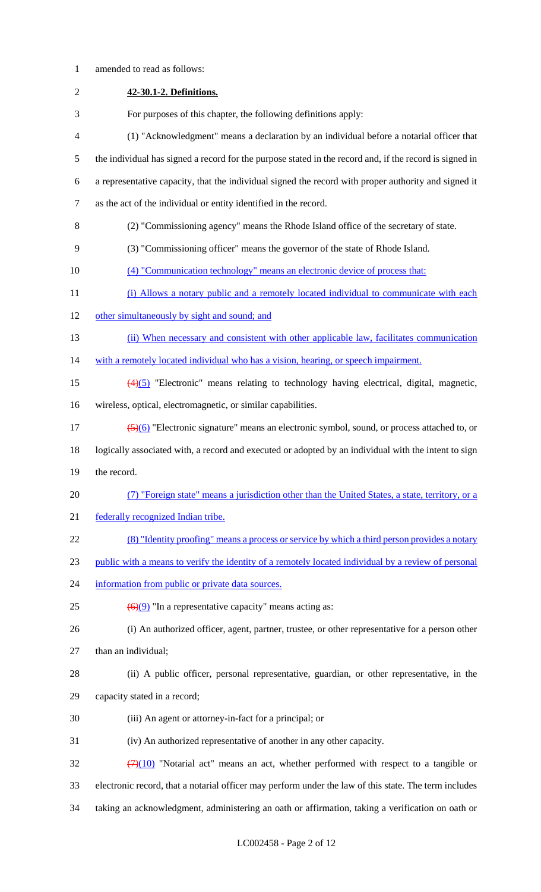amended to read as follows:

**42-30.1-2. Definitions.**

For purposes of this chapter, the following definitions apply:

(1) "Acknowledgment" means a declaration by an individual before a notarial officer that the individual has signed a record for the purpose stated in the record and, if the record is signed in a representative capacity, that the individual signed the record with proper authority and signed it as the act of the individual or entity identified in the record.

(2) "Commissioning agency" means the Rhode Island office of the secretary of state.

(3) "Commissioning officer" means the governor of the state of Rhode Island.

(4) "Communication technology" means an electronic device of process that:

(i) Allows a notary public and a remotely located individual to communicate with each other simultaneously by sight and sound; and

(ii) When necessary and consistent with other applicable law, facilitates communication with a remotely located individual who has a vision, hearing, or speech impairment.

~~(4)~~(5) "Electronic" means relating to technology having electrical, digital, magnetic, wireless, optical, electromagnetic, or similar capabilities.

~~(5)~~(6) "Electronic signature" means an electronic symbol, sound, or process attached to, or logically associated with, a record and executed or adopted by an individual with the intent to sign the record.

(7) "Foreign state" means a jurisdiction other than the United States, a state, territory, or a federally recognized Indian tribe.

(8) "Identity proofing" means a process or service by which a third person provides a notary public with a means to verify the identity of a remotely located individual by a review of personal information from public or private data sources.

~~(6)~~(9) "In a representative capacity" means acting as:

(i) An authorized officer, agent, partner, trustee, or other representative for a person other than an individual;

(ii) A public officer, personal representative, guardian, or other representative, in the capacity stated in a record;

(iii) An agent or attorney-in-fact for a principal; or

(iv) An authorized representative of another in any other capacity.

~~(7)~~(10) "Notarial act" means an act, whether performed with respect to a tangible or electronic record, that a notarial officer may perform under the law of this state. The term includes taking an acknowledgment, administering an oath or affirmation, taking a verification on oath or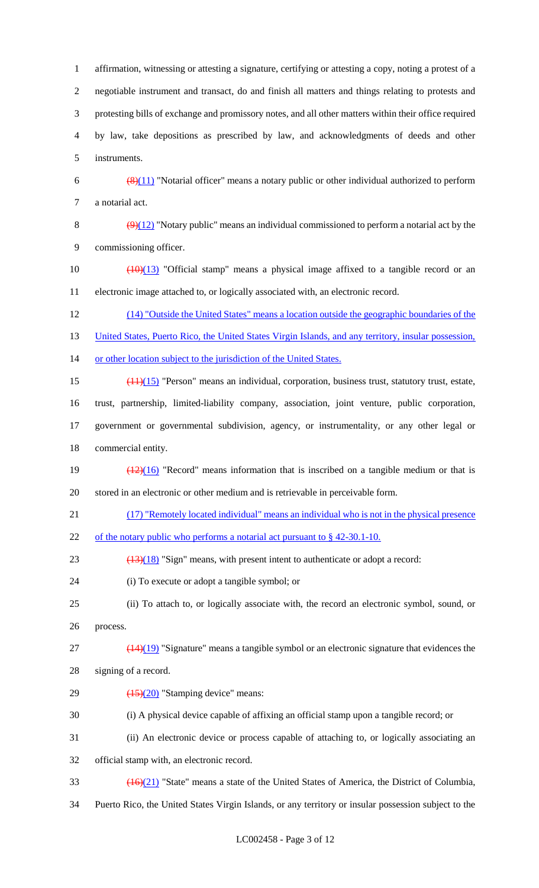affirmation, witnessing or attesting a signature, certifying or attesting a copy, noting a protest of a negotiable instrument and transact, do and finish all matters and things relating to protests and protesting bills of exchange and promissory notes, and all other matters within their office required by law, take depositions as prescribed by law, and acknowledgments of deeds and other instruments.

~~(8)~~(11) "Notarial officer" means a notary public or other individual authorized to perform a notarial act.

~~(9)~~(12) "Notary public" means an individual commissioned to perform a notarial act by the commissioning officer.

~~(10)~~(13) "Official stamp" means a physical image affixed to a tangible record or an electronic image attached to, or logically associated with, an electronic record.

(14) "Outside the United States" means a location outside the geographic boundaries of the United States, Puerto Rico, the United States Virgin Islands, and any territory, insular possession, or other location subject to the jurisdiction of the United States.

~~(11)~~(15) "Person" means an individual, corporation, business trust, statutory trust, estate, trust, partnership, limited-liability company, association, joint venture, public corporation, government or governmental subdivision, agency, or instrumentality, or any other legal or commercial entity.

~~(12)~~(16) "Record" means information that is inscribed on a tangible medium or that is stored in an electronic or other medium and is retrievable in perceivable form.

(17) "Remotely located individual" means an individual who is not in the physical presence of the notary public who performs a notarial act pursuant to § 42-30.1-10.

~~(13)~~(18) "Sign" means, with present intent to authenticate or adopt a record:

(i) To execute or adopt a tangible symbol; or

(ii) To attach to, or logically associate with, the record an electronic symbol, sound, or process.

~~(14)~~(19) "Signature" means a tangible symbol or an electronic signature that evidences the signing of a record.

~~(15)~~(20) "Stamping device" means:

(i) A physical device capable of affixing an official stamp upon a tangible record; or

(ii) An electronic device or process capable of attaching to, or logically associating an official stamp with, an electronic record.

~~(16)~~(21) "State" means a state of the United States of America, the District of Columbia, Puerto Rico, the United States Virgin Islands, or any territory or insular possession subject to the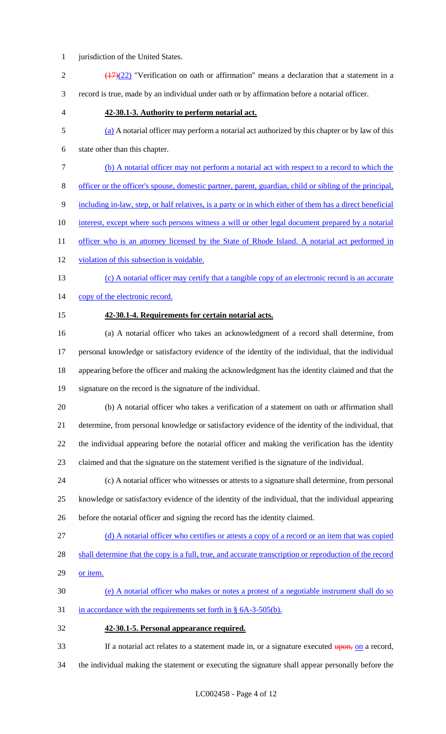jurisdiction of the United States.

~~(17)~~(22) "Verification on oath or affirmation" means a declaration that a statement in a record is true, made by an individual under oath or by affirmation before a notarial officer.

**42-30.1-3. Authority to perform notarial act.**

(a) A notarial officer may perform a notarial act authorized by this chapter or by law of this state other than this chapter.

(b) A notarial officer may not perform a notarial act with respect to a record to which the officer or the officer's spouse, domestic partner, parent, guardian, child or sibling of the principal, including in-law, step, or half relatives, is a party or in which either of them has a direct beneficial interest, except where such persons witness a will or other legal document prepared by a notarial officer who is an attorney licensed by the State of Rhode Island. A notarial act performed in violation of this subsection is voidable.

(c) A notarial officer may certify that a tangible copy of an electronic record is an accurate copy of the electronic record.

**42-30.1-4. Requirements for certain notarial acts.**

(a) A notarial officer who takes an acknowledgment of a record shall determine, from personal knowledge or satisfactory evidence of the identity of the individual, that the individual appearing before the officer and making the acknowledgment has the identity claimed and that the signature on the record is the signature of the individual.

(b) A notarial officer who takes a verification of a statement on oath or affirmation shall determine, from personal knowledge or satisfactory evidence of the identity of the individual, that the individual appearing before the notarial officer and making the verification has the identity claimed and that the signature on the statement verified is the signature of the individual.

(c) A notarial officer who witnesses or attests to a signature shall determine, from personal knowledge or satisfactory evidence of the identity of the individual, that the individual appearing before the notarial officer and signing the record has the identity claimed.

(d) A notarial officer who certifies or attests a copy of a record or an item that was copied shall determine that the copy is a full, true, and accurate transcription or reproduction of the record or item.

(e) A notarial officer who makes or notes a protest of a negotiable instrument shall do so in accordance with the requirements set forth in § 6A-3-505(b).

**42-30.1-5. Personal appearance required.**

If a notarial act relates to a statement made in, or a signature executed ~~upon,~~ on a record, the individual making the statement or executing the signature shall appear personally before the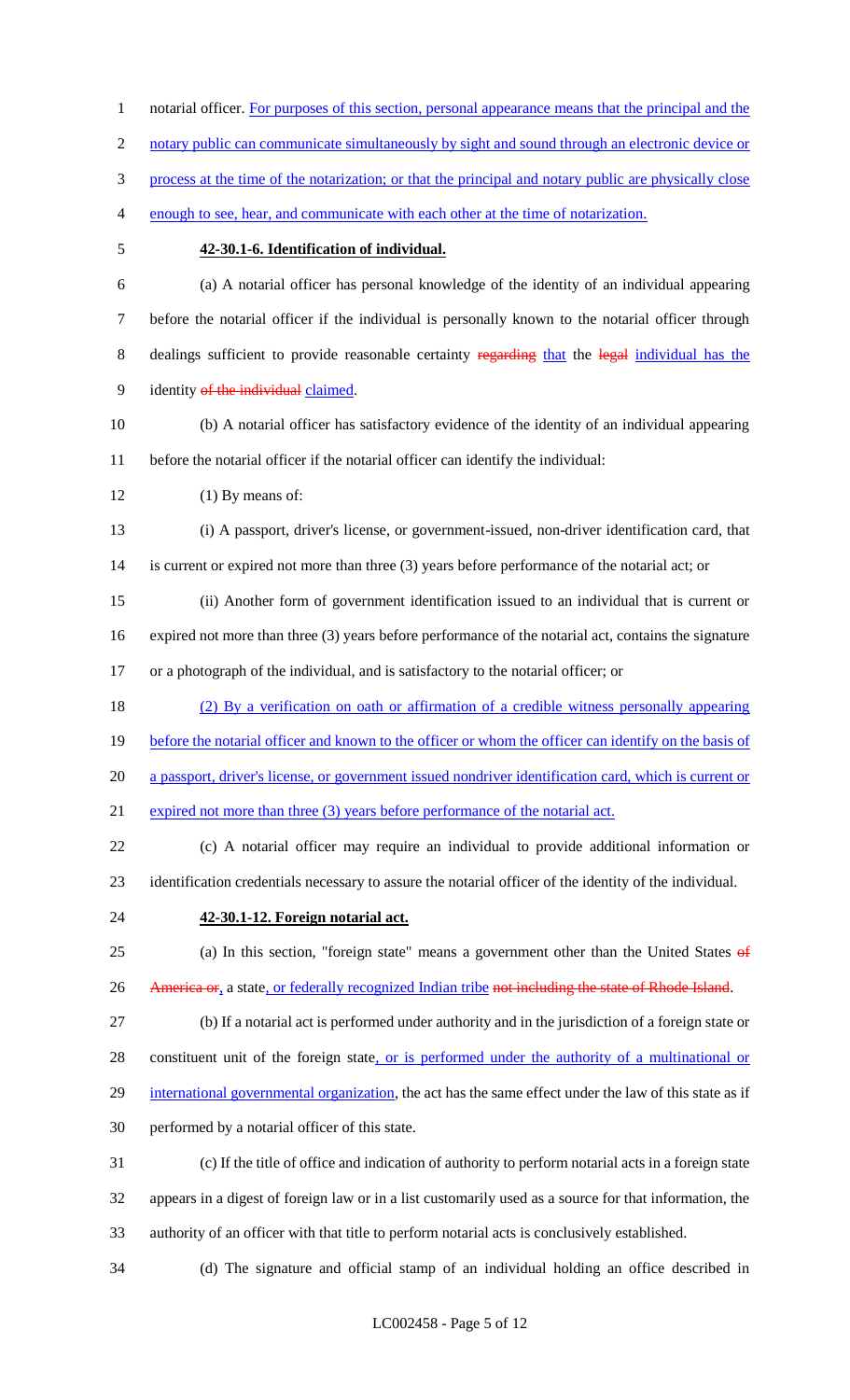notarial officer. For purposes of this section, personal appearance means that the principal and the notary public can communicate simultaneously by sight and sound through an electronic device or process at the time of the notarization; or that the principal and notary public are physically close enough to see, hear, and communicate with each other at the time of notarization.

**42-30.1-6. Identification of individual.**

(a) A notarial officer has personal knowledge of the identity of an individual appearing before the notarial officer if the individual is personally known to the notarial officer through dealings sufficient to provide reasonable certainty ~~regarding~~ that the ~~legal~~ individual has the identity ~~of the individual~~ claimed.

(b) A notarial officer has satisfactory evidence of the identity of an individual appearing before the notarial officer if the notarial officer can identify the individual:

(1) By means of:

(i) A passport, driver's license, or government-issued, non-driver identification card, that is current or expired not more than three (3) years before performance of the notarial act; or

(ii) Another form of government identification issued to an individual that is current or expired not more than three (3) years before performance of the notarial act, contains the signature or a photograph of the individual, and is satisfactory to the notarial officer; or

(2) By a verification on oath or affirmation of a credible witness personally appearing before the notarial officer and known to the officer or whom the officer can identify on the basis of a passport, driver's license, or government issued nondriver identification card, which is current or expired not more than three (3) years before performance of the notarial act.

(c) A notarial officer may require an individual to provide additional information or identification credentials necessary to assure the notarial officer of the identity of the individual.

**42-30.1-12. Foreign notarial act.**

(a) In this section, "foreign state" means a government other than the United States ~~of America or~~, a state, or federally recognized Indian tribe ~~not including the state of Rhode Island~~.

(b) If a notarial act is performed under authority and in the jurisdiction of a foreign state or constituent unit of the foreign state, or is performed under the authority of a multinational or international governmental organization, the act has the same effect under the law of this state as if performed by a notarial officer of this state.

(c) If the title of office and indication of authority to perform notarial acts in a foreign state appears in a digest of foreign law or in a list customarily used as a source for that information, the authority of an officer with that title to perform notarial acts is conclusively established.

(d) The signature and official stamp of an individual holding an office described in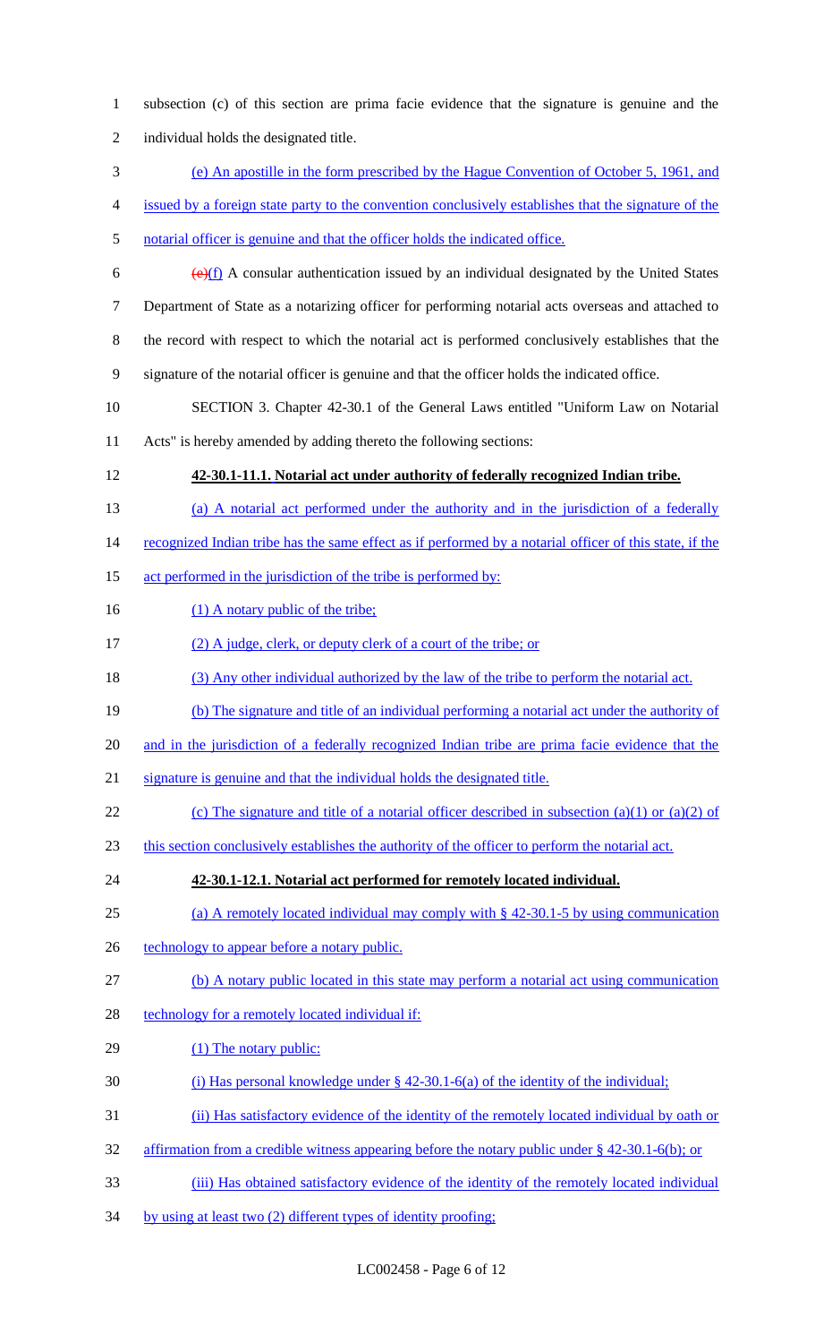subsection (c) of this section are prima facie evidence that the signature is genuine and the individual holds the designated title.

(e) An apostille in the form prescribed by the Hague Convention of October 5, 1961, and issued by a foreign state party to the convention conclusively establishes that the signature of the notarial officer is genuine and that the officer holds the indicated office.

~~(e)~~(f) A consular authentication issued by an individual designated by the United States Department of State as a notarizing officer for performing notarial acts overseas and attached to the record with respect to which the notarial act is performed conclusively establishes that the signature of the notarial officer is genuine and that the officer holds the indicated office.

SECTION 3. Chapter 42-30.1 of the General Laws entitled "Uniform Law on Notarial Acts" is hereby amended by adding thereto the following sections:

**42-30.1-11.1. Notarial act under authority of federally recognized Indian tribe.**

(a) A notarial act performed under the authority and in the jurisdiction of a federally recognized Indian tribe has the same effect as if performed by a notarial officer of this state, if the act performed in the jurisdiction of the tribe is performed by:

(1) A notary public of the tribe;

(2) A judge, clerk, or deputy clerk of a court of the tribe; or

(3) Any other individual authorized by the law of the tribe to perform the notarial act.

(b) The signature and title of an individual performing a notarial act under the authority of and in the jurisdiction of a federally recognized Indian tribe are prima facie evidence that the signature is genuine and that the individual holds the designated title.

(c) The signature and title of a notarial officer described in subsection (a)(1) or (a)(2) of this section conclusively establishes the authority of the officer to perform the notarial act.

**42-30.1-12.1. Notarial act performed for remotely located individual.**

(a) A remotely located individual may comply with § 42-30.1-5 by using communication technology to appear before a notary public.

(b) A notary public located in this state may perform a notarial act using communication technology for a remotely located individual if:

(1) The notary public:

(i) Has personal knowledge under § 42-30.1-6(a) of the identity of the individual;

(ii) Has satisfactory evidence of the identity of the remotely located individual by oath or affirmation from a credible witness appearing before the notary public under § 42-30.1-6(b); or

(iii) Has obtained satisfactory evidence of the identity of the remotely located individual by using at least two (2) different types of identity proofing;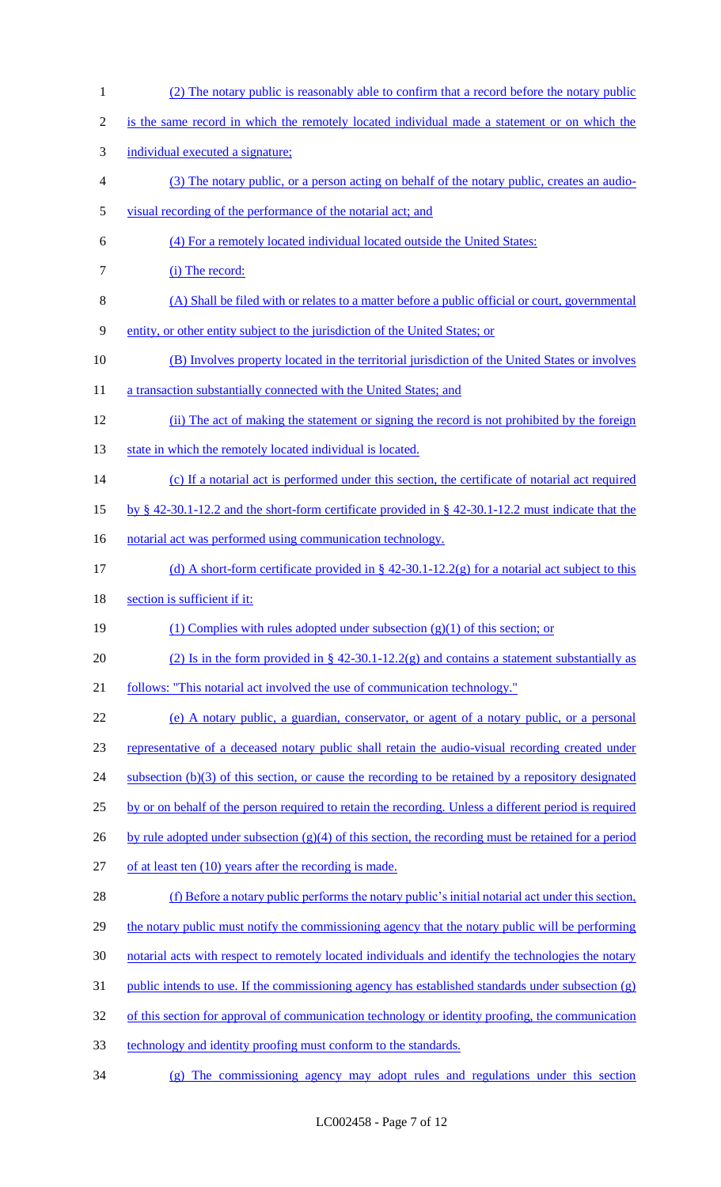(2) The notary public is reasonably able to confirm that a record before the notary public is the same record in which the remotely located individual made a statement or on which the individual executed a signature;

(3) The notary public, or a person acting on behalf of the notary public, creates an audio-visual recording of the performance of the notarial act; and

(4) For a remotely located individual located outside the United States:

(i) The record:

(A) Shall be filed with or relates to a matter before a public official or court, governmental entity, or other entity subject to the jurisdiction of the United States; or

(B) Involves property located in the territorial jurisdiction of the United States or involves a transaction substantially connected with the United States; and

(ii) The act of making the statement or signing the record is not prohibited by the foreign state in which the remotely located individual is located.

(c) If a notarial act is performed under this section, the certificate of notarial act required by § 42-30.1-12.2 and the short-form certificate provided in § 42-30.1-12.2 must indicate that the notarial act was performed using communication technology.

(d) A short-form certificate provided in § 42-30.1-12.2(g) for a notarial act subject to this section is sufficient if it:

(1) Complies with rules adopted under subsection (g)(1) of this section; or

(2) Is in the form provided in § 42-30.1-12.2(g) and contains a statement substantially as follows: "This notarial act involved the use of communication technology."

(e) A notary public, a guardian, conservator, or agent of a notary public, or a personal representative of a deceased notary public shall retain the audio-visual recording created under subsection (b)(3) of this section, or cause the recording to be retained by a repository designated by or on behalf of the person required to retain the recording. Unless a different period is required by rule adopted under subsection (g)(4) of this section, the recording must be retained for a period of at least ten (10) years after the recording is made.

(f) Before a notary public performs the notary public's initial notarial act under this section, the notary public must notify the commissioning agency that the notary public will be performing notarial acts with respect to remotely located individuals and identify the technologies the notary public intends to use. If the commissioning agency has established standards under subsection (g) of this section for approval of communication technology or identity proofing, the communication technology and identity proofing must conform to the standards.

(g) The commissioning agency may adopt rules and regulations under this section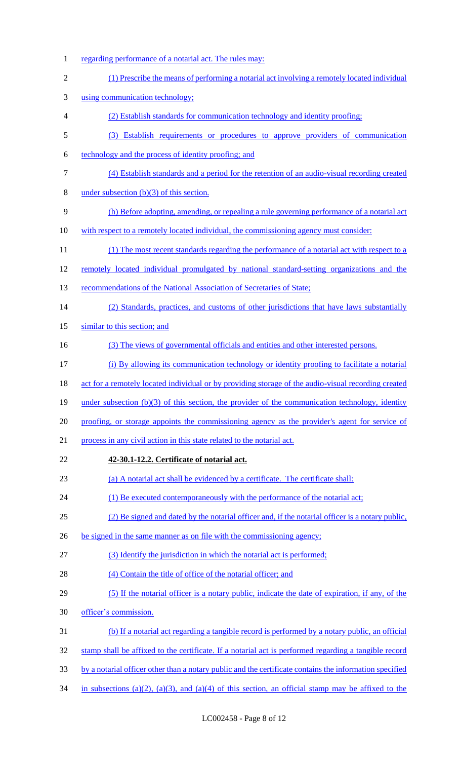regarding performance of a notarial act. The rules may:

(1) Prescribe the means of performing a notarial act involving a remotely located individual using communication technology;

(2) Establish standards for communication technology and identity proofing;

(3) Establish requirements or procedures to approve providers of communication technology and the process of identity proofing; and

(4) Establish standards and a period for the retention of an audio-visual recording created under subsection (b)(3) of this section.

(h) Before adopting, amending, or repealing a rule governing performance of a notarial act with respect to a remotely located individual, the commissioning agency must consider:

(1) The most recent standards regarding the performance of a notarial act with respect to a remotely located individual promulgated by national standard-setting organizations and the recommendations of the National Association of Secretaries of State;

(2) Standards, practices, and customs of other jurisdictions that have laws substantially similar to this section; and

(3) The views of governmental officials and entities and other interested persons.

(i) By allowing its communication technology or identity proofing to facilitate a notarial act for a remotely located individual or by providing storage of the audio-visual recording created under subsection (b)(3) of this section, the provider of the communication technology, identity proofing, or storage appoints the commissioning agency as the provider's agent for service of process in any civil action in this state related to the notarial act.

**42-30.1-12.2. Certificate of notarial act.**

(a) A notarial act shall be evidenced by a certificate. The certificate shall:

(1) Be executed contemporaneously with the performance of the notarial act;

(2) Be signed and dated by the notarial officer and, if the notarial officer is a notary public, be signed in the same manner as on file with the commissioning agency;

(3) Identify the jurisdiction in which the notarial act is performed;

(4) Contain the title of office of the notarial officer; and

(5) If the notarial officer is a notary public, indicate the date of expiration, if any, of the officer's commission.

(b) If a notarial act regarding a tangible record is performed by a notary public, an official stamp shall be affixed to the certificate. If a notarial act is performed regarding a tangible record by a notarial officer other than a notary public and the certificate contains the information specified in subsections (a)(2), (a)(3), and (a)(4) of this section, an official stamp may be affixed to the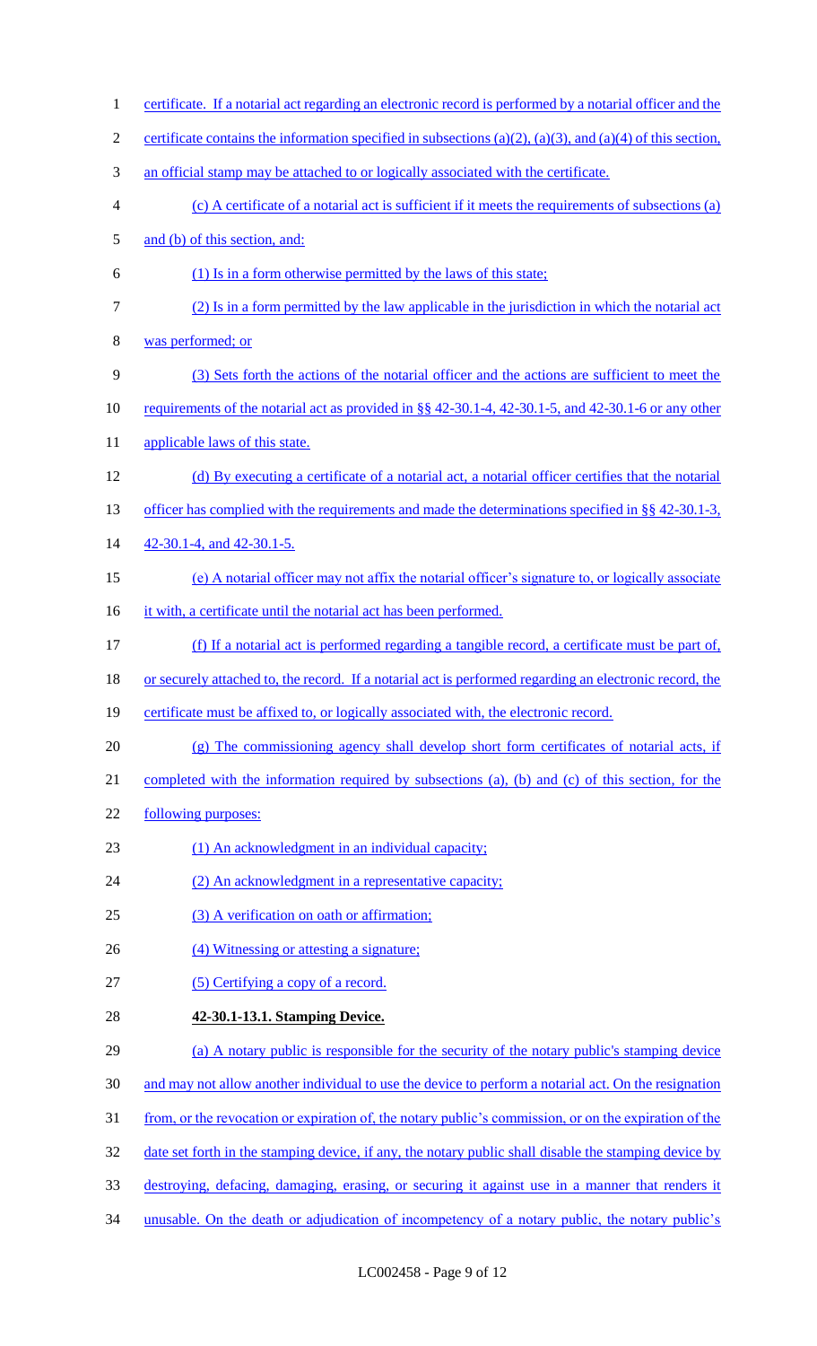certificate. If a notarial act regarding an electronic record is performed by a notarial officer and the certificate contains the information specified in subsections (a)(2), (a)(3), and (a)(4) of this section, an official stamp may be attached to or logically associated with the certificate.

(c) A certificate of a notarial act is sufficient if it meets the requirements of subsections (a) and (b) of this section, and:

(1) Is in a form otherwise permitted by the laws of this state;

(2) Is in a form permitted by the law applicable in the jurisdiction in which the notarial act was performed; or

(3) Sets forth the actions of the notarial officer and the actions are sufficient to meet the requirements of the notarial act as provided in §§ 42-30.1-4, 42-30.1-5, and 42-30.1-6 or any other applicable laws of this state.

(d) By executing a certificate of a notarial act, a notarial officer certifies that the notarial officer has complied with the requirements and made the determinations specified in §§ 42-30.1-3, 42-30.1-4, and 42-30.1-5.

(e) A notarial officer may not affix the notarial officer's signature to, or logically associate it with, a certificate until the notarial act has been performed.

(f) If a notarial act is performed regarding a tangible record, a certificate must be part of, or securely attached to, the record. If a notarial act is performed regarding an electronic record, the certificate must be affixed to, or logically associated with, the electronic record.

(g) The commissioning agency shall develop short form certificates of notarial acts, if completed with the information required by subsections (a), (b) and (c) of this section, for the following purposes:

(1) An acknowledgment in an individual capacity;

(2) An acknowledgment in a representative capacity;

(3) A verification on oath or affirmation;

(4) Witnessing or attesting a signature;

(5) Certifying a copy of a record.

**42-30.1-13.1. Stamping Device.**

(a) A notary public is responsible for the security of the notary public's stamping device and may not allow another individual to use the device to perform a notarial act. On the resignation from, or the revocation or expiration of, the notary public's commission, or on the expiration of the date set forth in the stamping device, if any, the notary public shall disable the stamping device by destroying, defacing, damaging, erasing, or securing it against use in a manner that renders it unusable. On the death or adjudication of incompetency of a notary public, the notary public's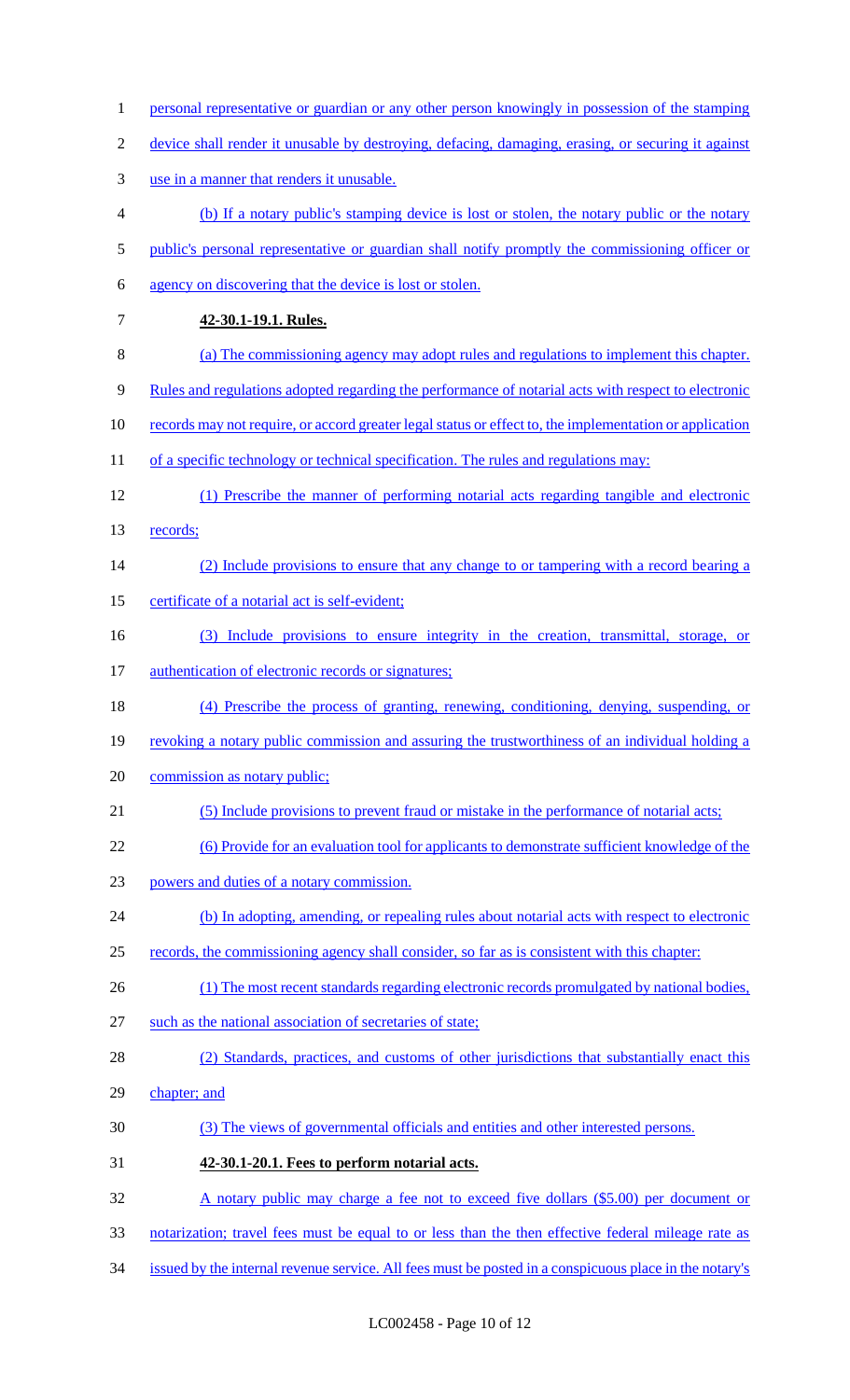personal representative or guardian or any other person knowingly in possession of the stamping device shall render it unusable by destroying, defacing, damaging, erasing, or securing it against use in a manner that renders it unusable.

(b) If a notary public's stamping device is lost or stolen, the notary public or the notary public's personal representative or guardian shall notify promptly the commissioning officer or agency on discovering that the device is lost or stolen.

**42-30.1-19.1. Rules.**

(a) The commissioning agency may adopt rules and regulations to implement this chapter. Rules and regulations adopted regarding the performance of notarial acts with respect to electronic records may not require, or accord greater legal status or effect to, the implementation or application of a specific technology or technical specification. The rules and regulations may:

(1) Prescribe the manner of performing notarial acts regarding tangible and electronic records;

(2) Include provisions to ensure that any change to or tampering with a record bearing a certificate of a notarial act is self-evident;

(3) Include provisions to ensure integrity in the creation, transmittal, storage, or authentication of electronic records or signatures;

(4) Prescribe the process of granting, renewing, conditioning, denying, suspending, or revoking a notary public commission and assuring the trustworthiness of an individual holding a commission as notary public;

(5) Include provisions to prevent fraud or mistake in the performance of notarial acts;

(6) Provide for an evaluation tool for applicants to demonstrate sufficient knowledge of the powers and duties of a notary commission.

(b) In adopting, amending, or repealing rules about notarial acts with respect to electronic records, the commissioning agency shall consider, so far as is consistent with this chapter:

(1) The most recent standards regarding electronic records promulgated by national bodies, such as the national association of secretaries of state;

(2) Standards, practices, and customs of other jurisdictions that substantially enact this chapter; and

(3) The views of governmental officials and entities and other interested persons.

**42-30.1-20.1. Fees to perform notarial acts.**

A notary public may charge a fee not to exceed five dollars ($5.00) per document or notarization; travel fees must be equal to or less than the then effective federal mileage rate as issued by the internal revenue service. All fees must be posted in a conspicuous place in the notary's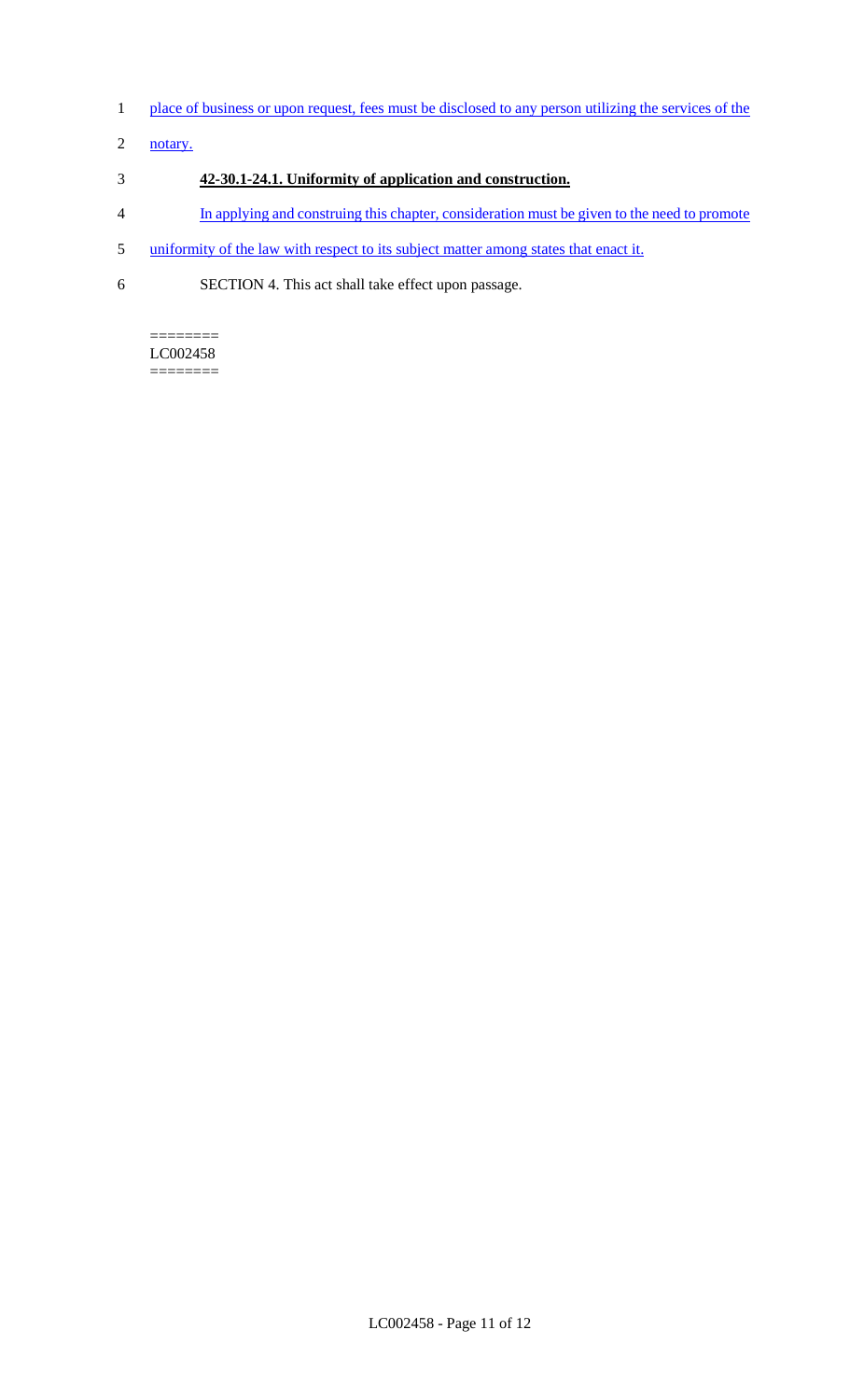place of business or upon request, fees must be disclosed to any person utilizing the services of the notary.

**42-30.1-24.1. Uniformity of application and construction.**

In applying and construing this chapter, consideration must be given to the need to promote uniformity of the law with respect to its subject matter among states that enact it.

SECTION 4. This act shall take effect upon passage.

========
LC002458
========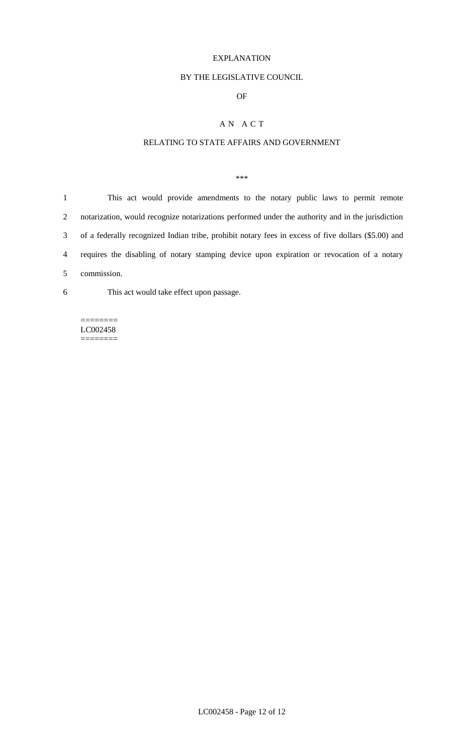EXPLANATION

BY THE LEGISLATIVE COUNCIL

OF

A N A C T

RELATING TO STATE AFFAIRS AND GOVERNMENT

***

This act would provide amendments to the notary public laws to permit remote notarization, would recognize notarizations performed under the authority and in the jurisdiction of a federally recognized Indian tribe, prohibit notary fees in excess of five dollars ($5.00) and requires the disabling of notary stamping device upon expiration or revocation of a notary commission.

This act would take effect upon passage.

========
LC002458
========